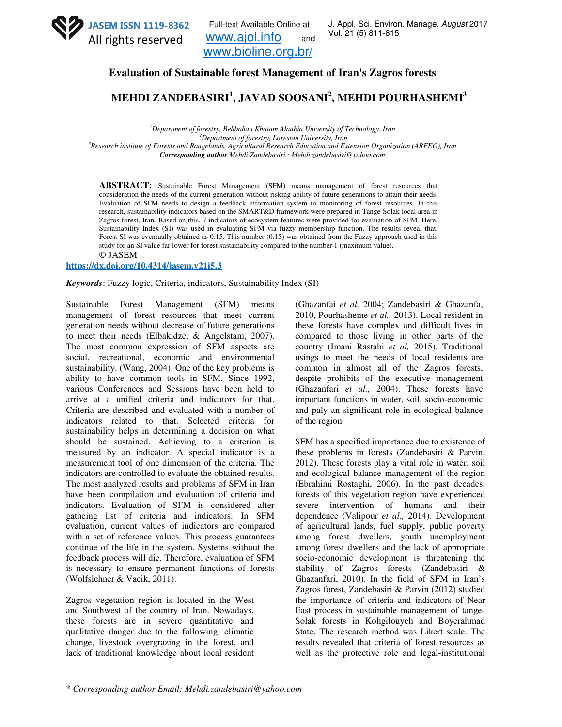# Evaluation of Sustainable forest Management of Iran's Zagros forests

## MEHDI ZANDEBASIRI[1], JAVAD SOOSANI[2], MEHDI POURHASHEMI[3]

*[1]Department of forestry, Behbahan Khatam Alanbia University of Technology, Iran*
*[2]Department of forestry, Lorestan University, Iran*
*[3]Research institute of Forests and Rangelands, Agricultural Research Education and Extension Organization (AREEO), Iran*
***Corresponding author*** *Mehdi Zandebasiri,: Mehdi.zandebasiri@yahoo.com*

**ABSTRACT:** Sustainable Forest Management (SFM) means management of forest resources that consideration the needs of the current generation without risking ability of future generations to attain their needs. Evaluation of SFM needs to design a feedback information system to monitoring of forest resources. In this research, sustainability indicators based on the SMART&D framework were prepared in Tange-Solak local area in Zagros forest, Iran. Based on this, 7 indicators of ecosystem features were provided for evaluation of SFM. Here, Sustainability Index (SI) was used in evaluating SFM via fuzzy membership function. The results reveal that, Forest SI was eventually obtained as 0.15. This number (0.15) was obtained from the Fuzzy approach used in this study for an SI value far lower for forest sustainability compared to the number 1 (maximum value).
© JASEM

https://dx.doi.org/10.4314/jasem.v21i5.3

***Keywords***: Fuzzy logic, Criteria, indicators, Sustainability Index (SI)

Sustainable Forest Management (SFM) means management of forest resources that meet current generation needs without decrease of future generations to meet their needs (Elbakidze, & Angelstam, 2007). The most common expression of SFM aspects are social, recreational, economic and environmental sustainability. (Wang, 2004). One of the key problems is ability to have common tools in SFM. Since 1992, various Conferences and Sessions have been held to arrive at a unified criteria and indicators for that. Criteria are described and evaluated with a number of indicators related to that. Selected criteria for sustainability helps in determining a decision on what should be sustained. Achieving to a criterion is measured by an indicator. A special indicator is a measurement tool of one dimension of the criteria. The indicators are controlled to evaluate the obtained results. The most analyzed results and problems of SFM in Iran have been compilation and evaluation of criteria and indicators. Evaluation of SFM is considered after gatheing list of criteria and indicators. In SFM evaluation, current values of indicators are compared with a set of reference values. This process guarantees continue of the life in the system. Systems without the feedback process will die. Therefore, evaluation of SFM is necessary to ensure permanent functions of forests (Wolfslehner & Vacik, 2011).

Zagros vegetation region is located in the West and Southwest of the country of Iran. Nowadays, these forests are in severe quantitative and qualitative danger due to the following: climatic change, livestock overgrazing in the forest, and lack of traditional knowledge about local resident (Ghazanfai *et al,* 2004; Zandebasiri & Ghazanfa, 2010, Pourhasheme *et al.,* 2013). Local resident in these forests have complex and difficult lives in compared to those living in other parts of the country (Imani Rastabi *et al,* 2015). Traditional usings to meet the needs of local residents are common in almost all of the Zagros forests, despite prohibits of the executive management (Ghazanfari *et al.,* 2004). These forests have important functions in water, soil, socio-economic and paly an significant role in ecological balance of the region.

SFM has a specified importance due to existence of these problems in forests (Zandebasiri & Parvin, 2012). These forests play a vital role in water, soil and ecological balance management of the region (Ebrahimi Rostaghi, 2006). In the past decades, forests of this vegetation region have experienced severe intervention of humans and their dependence (Valipour *et al.,* 2014). Development of agricultural lands, fuel supply, public poverty among forest dwellers, youth unemployment among forest dwellers and the lack of appropriate socio-economic development is threatening the stability of Zagros forests (Zandebasiri & Ghazanfari, 2010). In the field of SFM in Iran's Zagros forest, Zandebasiri & Parvin (2012) studied the importance of criteria and indicators of Near East process in sustainable management of tange-Solak forests in Kohgilouyeh and Boyerahmad State. The research method was Likert scale. The results revealed that criteria of forest resources as well as the protective role and legal-institutional

\* *Corresponding author Email: Mehdi.zandebasiri@yahoo.com*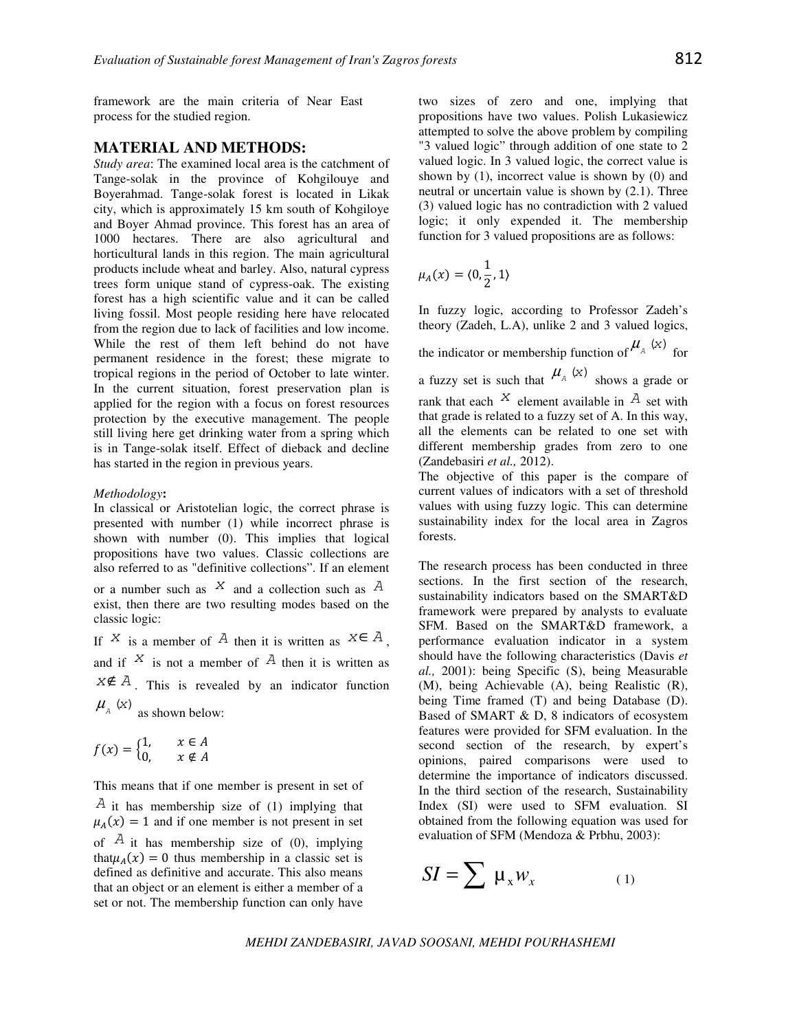framework are the main criteria of Near East process for the studied region.

## MATERIAL AND METHODS:

*Study area*: The examined local area is the catchment of Tange-solak in the province of Kohgilouye and Boyerahmad. Tange-solak forest is located in Likak city, which is approximately 15 km south of Kohgiloye and Boyer Ahmad province. This forest has an area of 1000 hectares. There are also agricultural and horticultural lands in this region. The main agricultural products include wheat and barley. Also, natural cypress trees form unique stand of cypress-oak. The existing forest has a high scientific value and it can be called living fossil. Most people residing here have relocated from the region due to lack of facilities and low income. While the rest of them left behind do not have permanent residence in the forest; these migrate to tropical regions in the period of October to late winter. In the current situation, forest preservation plan is applied for the region with a focus on forest resources protection by the executive management. The people still living here get drinking water from a spring which is in Tange-solak itself. Effect of dieback and decline has started in the region in previous years.

*Methodology*:

In classical or Aristotelian logic, the correct phrase is presented with number (1) while incorrect phrase is shown with number (0). This implies that logical propositions have two values. Classic collections are also referred to as "definitive collections". If an element or a number such as $x$ and a collection such as $A$ exist, then there are two resulting modes based on the classic logic:

If $x$ is a member of $A$ then it is written as $x \in A$, and if $x$ is not a member of $A$ then it is written as $x \notin A$. This is revealed by an indicator function $\mu_A(x)$ as shown below:

$$f(x) = \begin{cases} 1, & x \in A \\ 0, & x \notin A \end{cases}$$

This means that if one member is present in set of $A$ it has membership size of (1) implying that $\mu_A(x) = 1$ and if one member is not present in set of $A$ it has membership size of (0), implying that $\mu_A(x) = 0$ thus membership in a classic set is defined as definitive and accurate. This also means that an object or an element is either a member of a set or not. The membership function can only have two sizes of zero and one, implying that propositions have two values. Polish Lukasiewicz attempted to solve the above problem by compiling "3 valued logic" through addition of one state to 2 valued logic. In 3 valued logic, the correct value is shown by (1), incorrect value is shown by (0) and neutral or uncertain value is shown by (2.1). Three (3) valued logic has no contradiction with 2 valued logic; it only expended it. The membership function for 3 valued propositions are as follows:

$$\mu_A(x) = \langle 0, \frac{1}{2}, 1 \rangle$$

In fuzzy logic, according to Professor Zadeh's theory (Zadeh, L.A), unlike 2 and 3 valued logics, the indicator or membership function of $\mu_A(x)$ for a fuzzy set is such that $\mu_A(x)$ shows a grade or rank that each $x$ element available in $A$ set with that grade is related to a fuzzy set of A. In this way, all the elements can be related to one set with different membership grades from zero to one (Zandebasiri *et al.,* 2012).

The objective of this paper is the compare of current values of indicators with a set of threshold values with using fuzzy logic. This can determine sustainability index for the local area in Zagros forests.

The research process has been conducted in three sections. In the first section of the research, sustainability indicators based on the SMART&D framework were prepared by analysts to evaluate SFM. Based on the SMART&D framework, a performance evaluation indicator in a system should have the following characteristics (Davis *et al.,* 2001): being Specific (S), being Measurable (M), being Achievable (A), being Realistic (R), being Time framed (T) and being Database (D). Based of SMART & D, 8 indicators of ecosystem features were provided for SFM evaluation. In the second section of the research, by expert's opinions, paired comparisons were used to determine the importance of indicators discussed. In the third section of the research, Sustainability Index (SI) were used to SFM evaluation. SI obtained from the following equation was used for evaluation of SFM (Mendoza & Prbhu, 2003):

$$SI = \sum \mu_x w_x \qquad (1)$$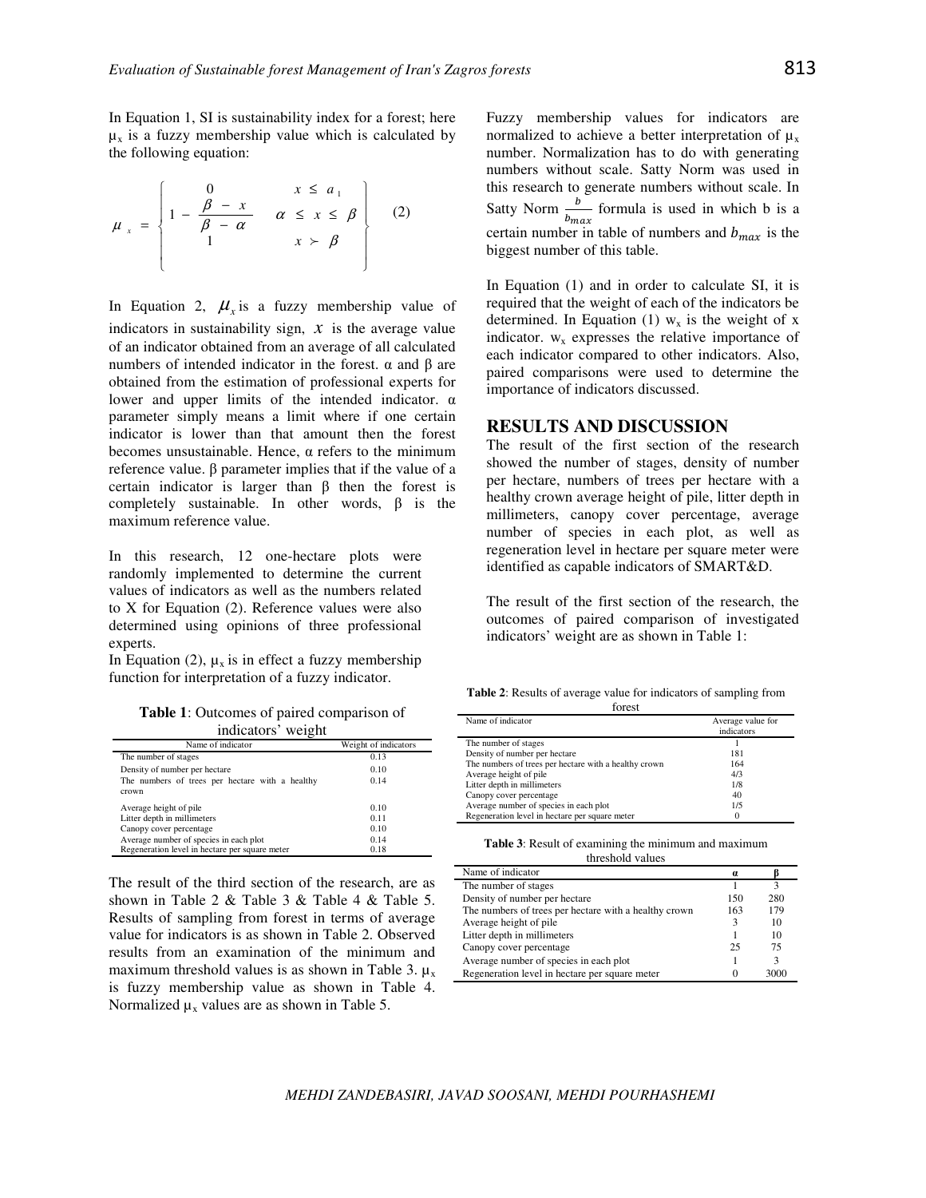In Equation 1, SI is sustainability index for a forest; here $\mu_x$ is a fuzzy membership value which is calculated by the following equation:

$$\mu_x = \begin{cases} 0 & x \leq a_1 \\ 1 - \dfrac{\beta - x}{\beta - \alpha} & \alpha \leq x \leq \beta \\ 1 & x \succ \beta \end{cases} \quad (2)$$

In Equation 2, $\mu_x$ is a fuzzy membership value of indicators in sustainability sign, $x$ is the average value of an indicator obtained from an average of all calculated numbers of intended indicator in the forest. α and β are obtained from the estimation of professional experts for lower and upper limits of the intended indicator. α parameter simply means a limit where if one certain indicator is lower than that amount then the forest becomes unsustainable. Hence, α refers to the minimum reference value. β parameter implies that if the value of a certain indicator is larger than β then the forest is completely sustainable. In other words, β is the maximum reference value.

In this research, 12 one-hectare plots were randomly implemented to determine the current values of indicators as well as the numbers related to X for Equation (2). Reference values were also determined using opinions of three professional experts.

In Equation (2), $\mu_x$ is in effect a fuzzy membership function for interpretation of a fuzzy indicator.

**Table 1**: Outcomes of paired comparison of indicators' weight

| Name of indicator | Weight of indicators |
|---|---|
| The number of stages | 0.13 |
| Density of number per hectare | 0.10 |
| The numbers of trees per hectare with a healthy crown | 0.14 |
| Average height of pile | 0.10 |
| Litter depth in millimeters | 0.11 |
| Canopy cover percentage | 0.10 |
| Average number of species in each plot | 0.14 |
| Regeneration level in hectare per square meter | 0.18 |

The result of the third section of the research, are as shown in Table 2 & Table 3 & Table 4 & Table 5. Results of sampling from forest in terms of average value for indicators is as shown in Table 2. Observed results from an examination of the minimum and maximum threshold values is as shown in Table 3. $\mu_x$ is fuzzy membership value as shown in Table 4. Normalized $\mu_x$ values are as shown in Table 5.

Fuzzy membership values for indicators are normalized to achieve a better interpretation of $\mu_x$ number. Normalization has to do with generating numbers without scale. Satty Norm was used in this research to generate numbers without scale. In Satty Norm $\frac{b}{b_{max}}$ formula is used in which b is a certain number in table of numbers and $b_{max}$ is the biggest number of this table.

In Equation (1) and in order to calculate SI, it is required that the weight of each of the indicators be determined. In Equation (1) $w_x$ is the weight of x indicator. $w_x$ expresses the relative importance of each indicator compared to other indicators. Also, paired comparisons were used to determine the importance of indicators discussed.

## RESULTS AND DISCUSSION

The result of the first section of the research showed the number of stages, density of number per hectare, numbers of trees per hectare with a healthy crown average height of pile, litter depth in millimeters, canopy cover percentage, average number of species in each plot, as well as regeneration level in hectare per square meter were identified as capable indicators of SMART&D.

The result of the first section of the research, the outcomes of paired comparison of investigated indicators' weight are as shown in Table 1:

**Table 2**: Results of average value for indicators of sampling from forest

| Name of indicator | Average value for indicators |
|---|---|
| The number of stages | 1 |
| Density of number per hectare | 181 |
| The numbers of trees per hectare with a healthy crown | 164 |
| Average height of pile | 4/3 |
| Litter depth in millimeters | 1/8 |
| Canopy cover percentage | 40 |
| Average number of species in each plot | 1/5 |
| Regeneration level in hectare per square meter | 0 |

**Table 3**: Result of examining the minimum and maximum threshold values

| Name of indicator | α | β |
|---|---|---|
| The number of stages | 1 | 3 |
| Density of number per hectare | 150 | 280 |
| The numbers of trees per hectare with a healthy crown | 163 | 179 |
| Average height of pile | 3 | 10 |
| Litter depth in millimeters | 1 | 10 |
| Canopy cover percentage | 25 | 75 |
| Average number of species in each plot | 1 | 3 |
| Regeneration level in hectare per square meter | 0 | 3000 |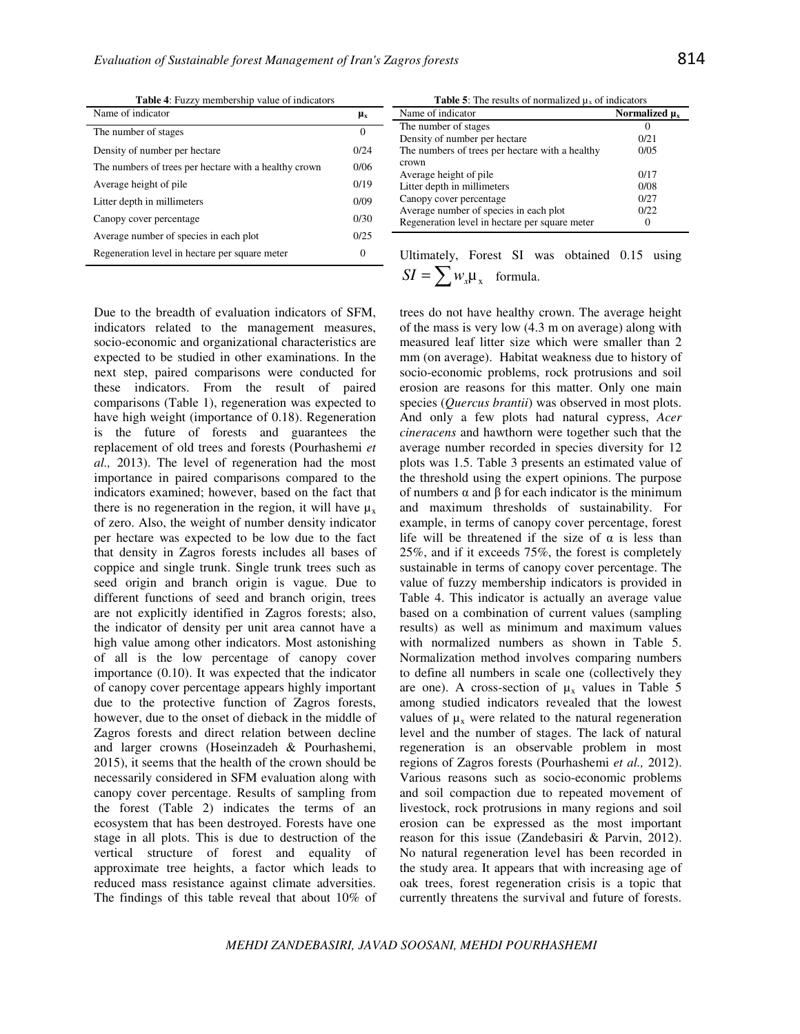**Table 4**: Fuzzy membership value of indicators

| Name of indicator | $\mu_x$ |
|---|---|
| The number of stages | 0 |
| Density of number per hectare | 0/24 |
| The numbers of trees per hectare with a healthy crown | 0/06 |
| Average height of pile | 0/19 |
| Litter depth in millimeters | 0/09 |
| Canopy cover percentage | 0/30 |
| Average number of species in each plot | 0/25 |
| Regeneration level in hectare per square meter | 0 |

**Table 5**: The results of normalized $\mu_x$ of indicators

| Name of indicator | Normalized $\mu_x$ |
|---|---|
| The number of stages | 0 |
| Density of number per hectare | 0/21 |
| The numbers of trees per hectare with a healthy crown | 0/05 |
| Average height of pile | 0/17 |
| Litter depth in millimeters | 0/08 |
| Canopy cover percentage | 0/27 |
| Average number of species in each plot | 0/22 |
| Regeneration level in hectare per square meter | 0 |

Ultimately, Forest SI was obtained 0.15 using $SI = \sum w_x \mu_x$ formula.

Due to the breadth of evaluation indicators of SFM, indicators related to the management measures, socio-economic and organizational characteristics are expected to be studied in other examinations. In the next step, paired comparisons were conducted for these indicators. From the result of paired comparisons (Table 1), regeneration was expected to have high weight (importance of 0.18). Regeneration is the future of forests and guarantees the replacement of old trees and forests (Pourhashemi *et al.,* 2013). The level of regeneration had the most importance in paired comparisons compared to the indicators examined; however, based on the fact that there is no regeneration in the region, it will have $\mu_x$ of zero. Also, the weight of number density indicator per hectare was expected to be low due to the fact that density in Zagros forests includes all bases of coppice and single trunk. Single trunk trees such as seed origin and branch origin is vague. Due to different functions of seed and branch origin, trees are not explicitly identified in Zagros forests; also, the indicator of density per unit area cannot have a high value among other indicators. Most astonishing of all is the low percentage of canopy cover importance (0.10). It was expected that the indicator of canopy cover percentage appears highly important due to the protective function of Zagros forests, however, due to the onset of dieback in the middle of Zagros forests and direct relation between decline and larger crowns (Hoseinzadeh & Pourhashemi, 2015), it seems that the health of the crown should be necessarily considered in SFM evaluation along with canopy cover percentage. Results of sampling from the forest (Table 2) indicates the terms of an ecosystem that has been destroyed. Forests have one stage in all plots. This is due to destruction of the vertical structure of forest and equality of approximate tree heights, a factor which leads to reduced mass resistance against climate adversities. The findings of this table reveal that about 10% of trees do not have healthy crown. The average height of the mass is very low (4.3 m on average) along with measured leaf litter size which were smaller than 2 mm (on average). Habitat weakness due to history of socio-economic problems, rock protrusions and soil erosion are reasons for this matter. Only one main species (*Quercus brantii*) was observed in most plots. And only a few plots had natural cypress, *Acer cineracens* and hawthorn were together such that the average number recorded in species diversity for 12 plots was 1.5. Table 3 presents an estimated value of the threshold using the expert opinions. The purpose of numbers α and β for each indicator is the minimum and maximum thresholds of sustainability. For example, in terms of canopy cover percentage, forest life will be threatened if the size of α is less than 25%, and if it exceeds 75%, the forest is completely sustainable in terms of canopy cover percentage. The value of fuzzy membership indicators is provided in Table 4. This indicator is actually an average value based on a combination of current values (sampling results) as well as minimum and maximum values with normalized numbers as shown in Table 5. Normalization method involves comparing numbers to define all numbers in scale one (collectively they are one). A cross-section of $\mu_x$ values in Table 5 among studied indicators revealed that the lowest values of $\mu_x$ were related to the natural regeneration level and the number of stages. The lack of natural regeneration is an observable problem in most regions of Zagros forests (Pourhashemi *et al.,* 2012). Various reasons such as socio-economic problems and soil compaction due to repeated movement of livestock, rock protrusions in many regions and soil erosion can be expressed as the most important reason for this issue (Zandebasiri & Parvin, 2012). No natural regeneration level has been recorded in the study area. It appears that with increasing age of oak trees, forest regeneration crisis is a topic that currently threatens the survival and future of forests.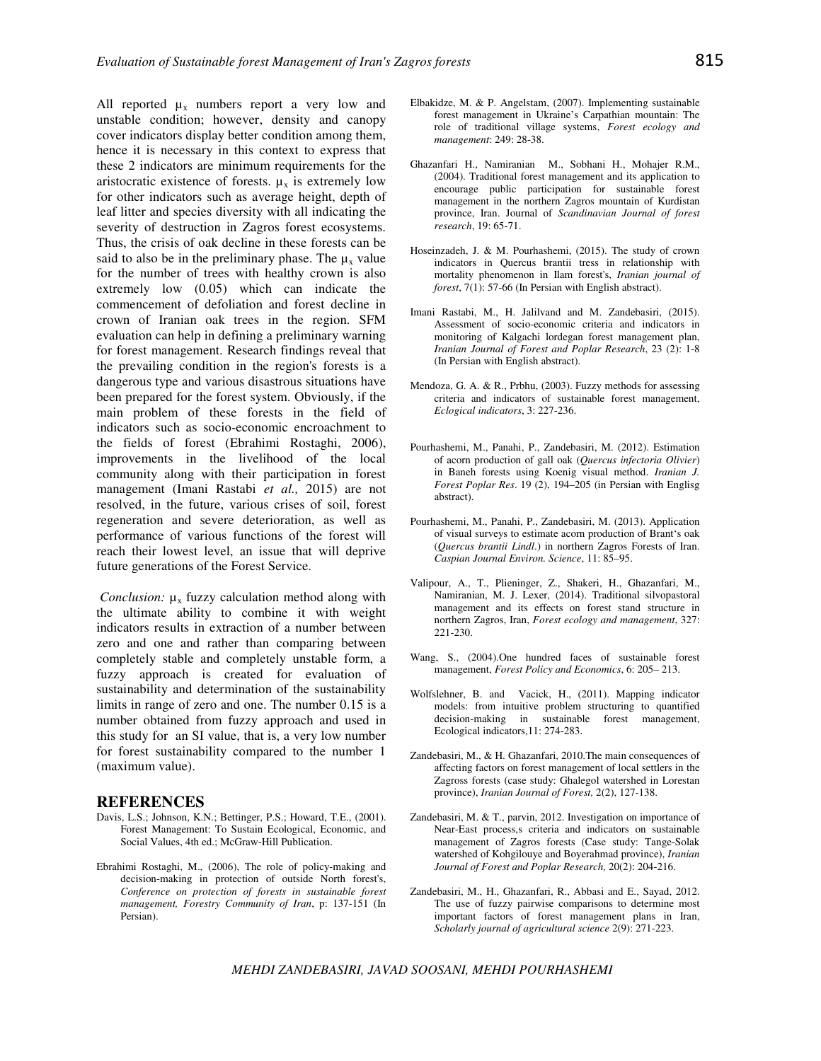All reported $\mu_x$ numbers report a very low and unstable condition; however, density and canopy cover indicators display better condition among them, hence it is necessary in this context to express that these 2 indicators are minimum requirements for the aristocratic existence of forests. $\mu_x$ is extremely low for other indicators such as average height, depth of leaf litter and species diversity with all indicating the severity of destruction in Zagros forest ecosystems. Thus, the crisis of oak decline in these forests can be said to also be in the preliminary phase. The $\mu_x$ value for the number of trees with healthy crown is also extremely low (0.05) which can indicate the commencement of defoliation and forest decline in crown of Iranian oak trees in the region. SFM evaluation can help in defining a preliminary warning for forest management. Research findings reveal that the prevailing condition in the region's forests is a dangerous type and various disastrous situations have been prepared for the forest system. Obviously, if the main problem of these forests in the field of indicators such as socio-economic encroachment to the fields of forest (Ebrahimi Rostaghi, 2006), improvements in the livelihood of the local community along with their participation in forest management (Imani Rastabi *et al.,* 2015) are not resolved, in the future, various crises of soil, forest regeneration and severe deterioration, as well as performance of various functions of the forest will reach their lowest level, an issue that will deprive future generations of the Forest Service.

*Conclusion:* $\mu_x$ fuzzy calculation method along with the ultimate ability to combine it with weight indicators results in extraction of a number between zero and one and rather than comparing between completely stable and completely unstable form, a fuzzy approach is created for evaluation of sustainability and determination of the sustainability limits in range of zero and one. The number 0.15 is a number obtained from fuzzy approach and used in this study for an SI value, that is, a very low number for forest sustainability compared to the number 1 (maximum value).

## REFERENCES

Davis, L.S.; Johnson, K.N.; Bettinger, P.S.; Howard, T.E., (2001). Forest Management: To Sustain Ecological, Economic, and Social Values, 4th ed.; McGraw-Hill Publication.

Ebrahimi Rostaghi, M., (2006), The role of policy-making and decision-making in protection of outside North forest's, *Conference on protection of forests in sustainable forest management, Forestry Community of Iran*, p: 137-151 (In Persian).

Elbakidze, M. & P. Angelstam, (2007). Implementing sustainable forest management in Ukraine's Carpathian mountain: The role of traditional village systems, *Forest ecology and management*: 249: 28-38.

Ghazanfari H., Namiranian M., Sobhani H., Mohajer R.M., (2004). Traditional forest management and its application to encourage public participation for sustainable forest management in the northern Zagros mountain of Kurdistan province, Iran. Journal of *Scandinavian Journal of forest research*, 19: 65-71.

Hoseinzadeh, J. & M. Pourhashemi, (2015). The study of crown indicators in Quercus brantii tress in relationship with mortality phenomenon in Ilam forest's, *Iranian journal of forest*, 7(1): 57-66 (In Persian with English abstract).

Imani Rastabi, M., H. Jalilvand and M. Zandebasiri, (2015). Assessment of socio-economic criteria and indicators in monitoring of Kalgachi lordegan forest management plan, *Iranian Journal of Forest and Poplar Research*, 23 (2): 1-8 (In Persian with English abstract).

Mendoza, G. A. & R., Prbhu, (2003). Fuzzy methods for assessing criteria and indicators of sustainable forest management, *Eclogical indicators*, 3: 227-236.

Pourhashemi, M., Panahi, P., Zandebasiri, M. (2012). Estimation of acorn production of gall oak (*Quercus infectoria Olivier*) in Baneh forests using Koenig visual method. *Iranian J. Forest Poplar Res*. 19 (2), 194–205 (in Persian with Englisg abstract).

Pourhashemi, M., Panahi, P., Zandebasiri, M. (2013). Application of visual surveys to estimate acorn production of Brant's oak (*Quercus brantii Lindl*.) in northern Zagros Forests of Iran. *Caspian Journal Environ. Science*, 11: 85–95.

Valipour, A., T., Plieninger, Z., Shakeri, H., Ghazanfari, M., Namiranian, M. J. Lexer, (2014). Traditional silvopastoral management and its effects on forest stand structure in northern Zagros, Iran, *Forest ecology and management*, 327: 221-230.

Wang, S., (2004).One hundred faces of sustainable forest management, *Forest Policy and Economics*, 6: 205– 213.

Wolfslehner, B. and Vacick, H., (2011). Mapping indicator models: from intuitive problem structuring to quantified decision-making in sustainable forest management, Ecological indicators,11: 274-283.

Zandebasiri, M., & H. Ghazanfari, 2010.The main consequences of affecting factors on forest management of local settlers in the Zagros forests (case study: Ghalegol watershed in Lorestan province), *Iranian Journal of Forest,* 2(2), 127-138.

Zandebasiri, M. & T., parvin, 2012. Investigation on importance of Near-East process,s criteria and indicators on sustainable management of Zagros forests (Case study: Tange-Solak watershed of Kohgilouye and Boyerahmad province), *Iranian Journal of Forest and Poplar Research,* 20(2): 204-216.

Zandebasiri, M., H., Ghazanfari, R., Abbasi and E., Sayad, 2012. The use of fuzzy pairwise comparisons to determine most important factors of forest management plans in Iran, *Scholarly journal of agricultural science* 2(9): 271-223.